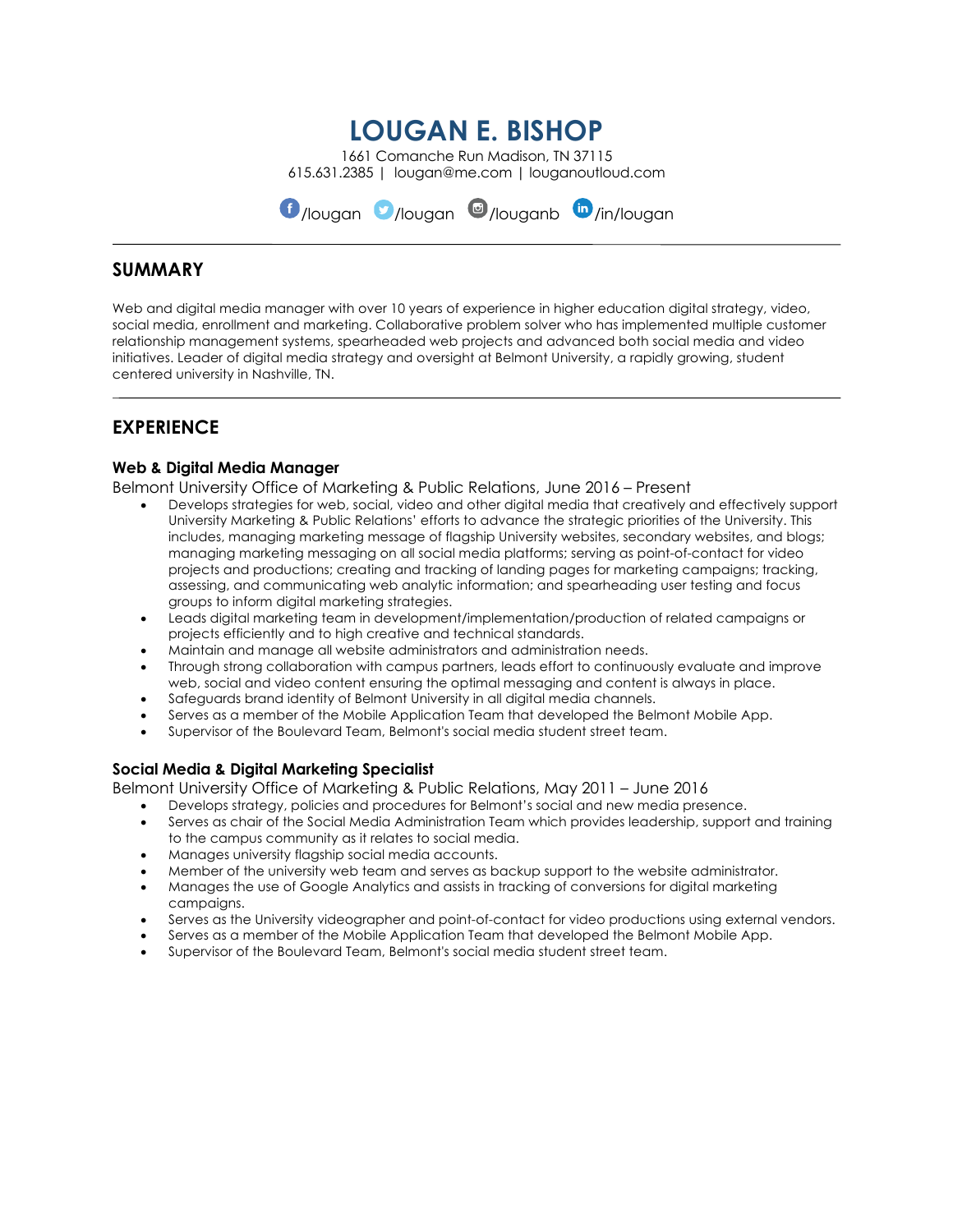# LOUGAN E. BISHOP

1661 Comanche Run Madison, TN 37115
615.631.2385 | lougan@me.com | louganoutloud.com

/lougan /lougan /louganb /in/lougan

---

## SUMMARY

Web and digital media manager with over 10 years of experience in higher education digital strategy, video, social media, enrollment and marketing. Collaborative problem solver who has implemented multiple customer relationship management systems, spearheaded web projects and advanced both social media and video initiatives. Leader of digital media strategy and oversight at Belmont University, a rapidly growing, student centered university in Nashville, TN.

---

## EXPERIENCE

### Web & Digital Media Manager

Belmont University Office of Marketing & Public Relations, June 2016 – Present

- Develops strategies for web, social, video and other digital media that creatively and effectively support University Marketing & Public Relations' efforts to advance the strategic priorities of the University. This includes, managing marketing message of flagship University websites, secondary websites, and blogs; managing marketing messaging on all social media platforms; serving as point-of-contact for video projects and productions; creating and tracking of landing pages for marketing campaigns; tracking, assessing, and communicating web analytic information; and spearheading user testing and focus groups to inform digital marketing strategies.
- Leads digital marketing team in development/implementation/production of related campaigns or projects efficiently and to high creative and technical standards.
- Maintain and manage all website administrators and administration needs.
- Through strong collaboration with campus partners, leads effort to continuously evaluate and improve web, social and video content ensuring the optimal messaging and content is always in place.
- Safeguards brand identity of Belmont University in all digital media channels.
- Serves as a member of the Mobile Application Team that developed the Belmont Mobile App.
- Supervisor of the Boulevard Team, Belmont's social media student street team.

### Social Media & Digital Marketing Specialist

Belmont University Office of Marketing & Public Relations, May 2011 – June 2016

- Develops strategy, policies and procedures for Belmont's social and new media presence.
- Serves as chair of the Social Media Administration Team which provides leadership, support and training to the campus community as it relates to social media.
- Manages university flagship social media accounts.
- Member of the university web team and serves as backup support to the website administrator.
- Manages the use of Google Analytics and assists in tracking of conversions for digital marketing campaigns.
- Serves as the University videographer and point-of-contact for video productions using external vendors.
- Serves as a member of the Mobile Application Team that developed the Belmont Mobile App.
- Supervisor of the Boulevard Team, Belmont's social media student street team.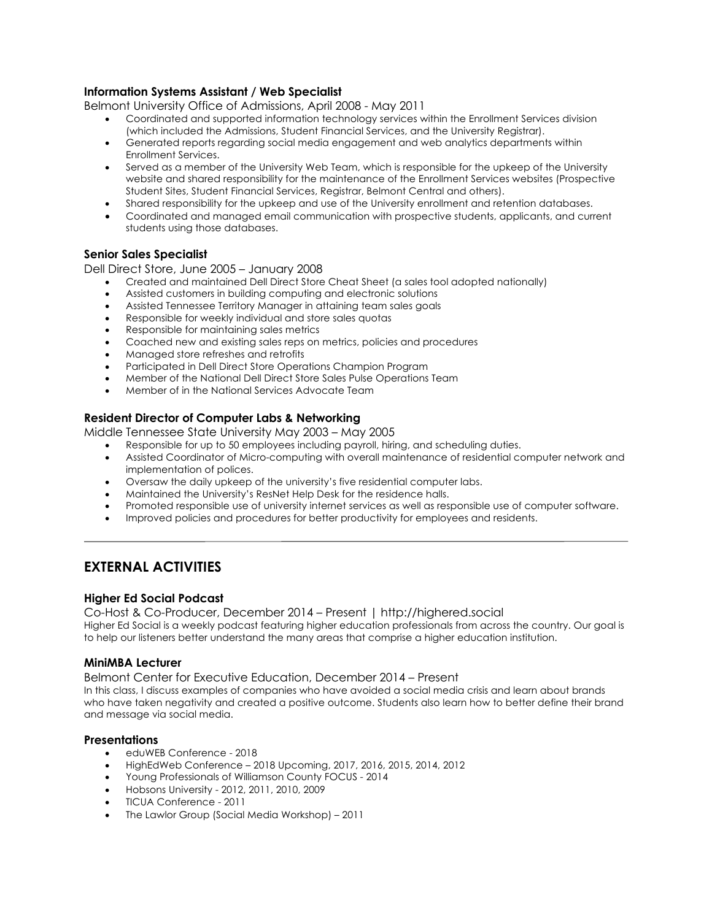### Information Systems Assistant / Web Specialist

Belmont University Office of Admissions, April 2008 - May 2011

- Coordinated and supported information technology services within the Enrollment Services division (which included the Admissions, Student Financial Services, and the University Registrar).
- Generated reports regarding social media engagement and web analytics departments within Enrollment Services.
- Served as a member of the University Web Team, which is responsible for the upkeep of the University website and shared responsibility for the maintenance of the Enrollment Services websites (Prospective Student Sites, Student Financial Services, Registrar, Belmont Central and others).
- Shared responsibility for the upkeep and use of the University enrollment and retention databases.
- Coordinated and managed email communication with prospective students, applicants, and current students using those databases.

### Senior Sales Specialist

Dell Direct Store, June 2005 – January 2008

- Created and maintained Dell Direct Store Cheat Sheet (a sales tool adopted nationally)
- Assisted customers in building computing and electronic solutions
- Assisted Tennessee Territory Manager in attaining team sales goals
- Responsible for weekly individual and store sales quotas
- Responsible for maintaining sales metrics
- Coached new and existing sales reps on metrics, policies and procedures
- Managed store refreshes and retrofits
- Participated in Dell Direct Store Operations Champion Program
- Member of the National Dell Direct Store Sales Pulse Operations Team
- Member of in the National Services Advocate Team

### Resident Director of Computer Labs & Networking

Middle Tennessee State University May 2003 – May 2005

- Responsible for up to 50 employees including payroll, hiring, and scheduling duties.
- Assisted Coordinator of Micro-computing with overall maintenance of residential computer network and implementation of polices.
- Oversaw the daily upkeep of the university's five residential computer labs.
- Maintained the University's ResNet Help Desk for the residence halls.
- Promoted responsible use of university internet services as well as responsible use of computer software.
- Improved policies and procedures for better productivity for employees and residents.

---

## EXTERNAL ACTIVITIES

### Higher Ed Social Podcast

Co-Host & Co-Producer, December 2014 – Present | http://highered.social

Higher Ed Social is a weekly podcast featuring higher education professionals from across the country. Our goal is to help our listeners better understand the many areas that comprise a higher education institution.

### MiniMBA Lecturer

Belmont Center for Executive Education, December 2014 – Present

In this class, I discuss examples of companies who have avoided a social media crisis and learn about brands who have taken negativity and created a positive outcome. Students also learn how to better define their brand and message via social media.

### Presentations

- eduWEB Conference - 2018
- HighEdWeb Conference – 2018 Upcoming, 2017, 2016, 2015, 2014, 2012
- Young Professionals of Williamson County FOCUS - 2014
- Hobsons University - 2012, 2011, 2010, 2009
- TICUA Conference - 2011
- The Lawlor Group (Social Media Workshop) – 2011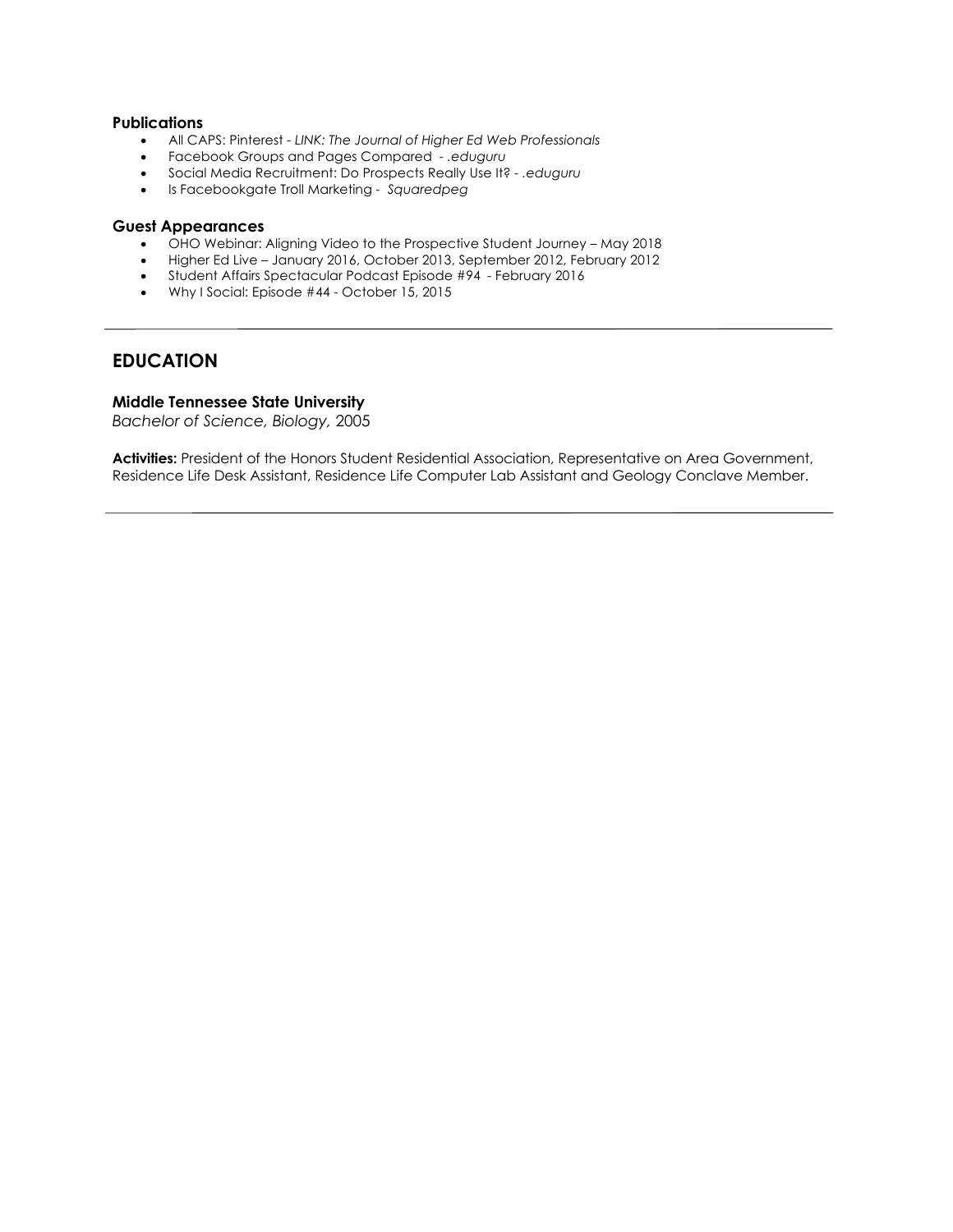### Publications

- All CAPS: Pinterest - *LINK: The Journal of Higher Ed Web Professionals*
- Facebook Groups and Pages Compared - *.eduguru*
- Social Media Recruitment: Do Prospects Really Use It? - *.eduguru*
- Is Facebookgate Troll Marketing - *Squaredpeg*

### Guest Appearances

- OHO Webinar: Aligning Video to the Prospective Student Journey – May 2018
- Higher Ed Live – January 2016, October 2013, September 2012, February 2012
- Student Affairs Spectacular Podcast Episode #94 - February 2016
- Why I Social: Episode #44 - October 15, 2015

---

## EDUCATION

### Middle Tennessee State University

*Bachelor of Science, Biology,* 2005

**Activities:** President of the Honors Student Residential Association, Representative on Area Government, Residence Life Desk Assistant, Residence Life Computer Lab Assistant and Geology Conclave Member.

---